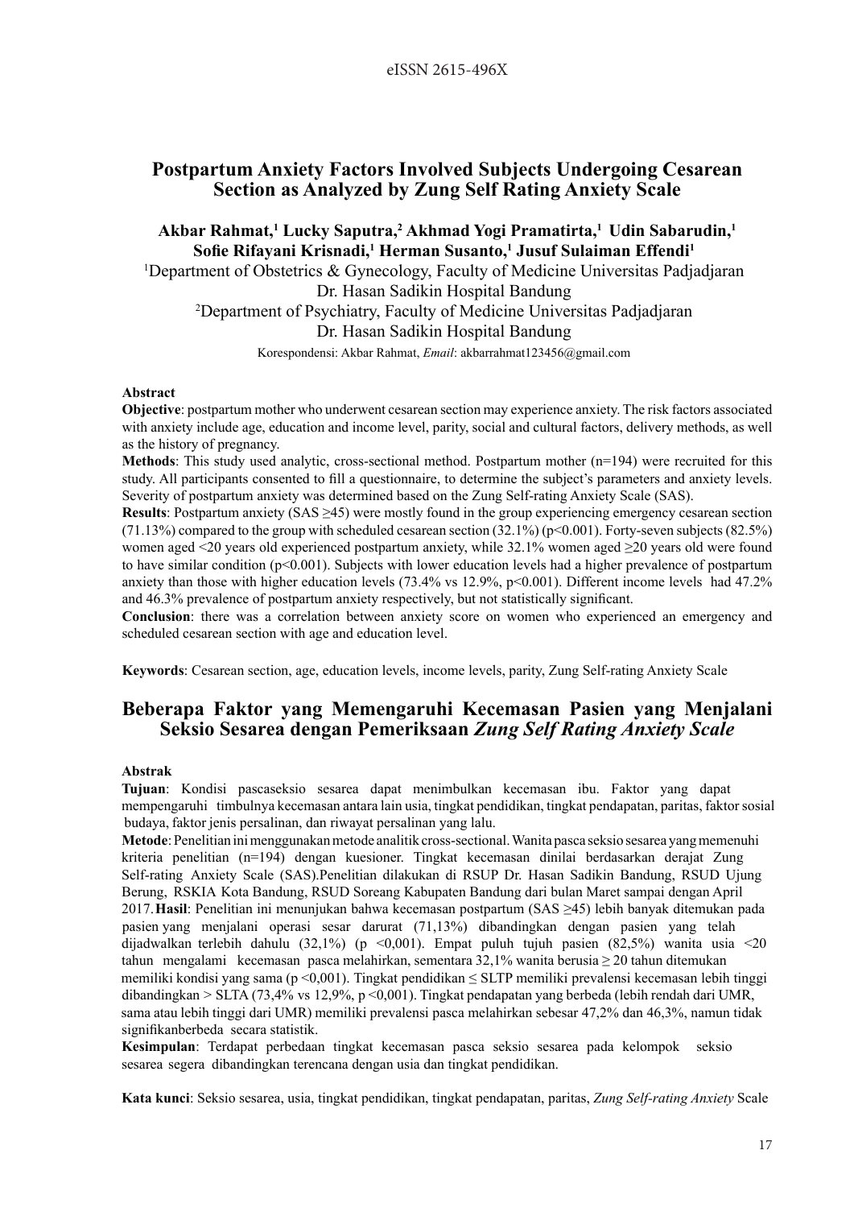eISSN 2615-496X

# Postpartum Anxiety Factors Involved Subjects Undergoing Cesarean Section as Analyzed by Zung Self Rating Anxiety Scale

**Akbar Rahmat,[1] Lucky Saputra,[2] Akhmad Yogi Pramatirta,[1] Udin Sabarudin,[1] Sofie Rifayani Krisnadi,[1] Herman Susanto,[1] Jusuf Sulaiman Effendi[1]**

[1]Department of Obstetrics & Gynecology, Faculty of Medicine Universitas Padjadjaran Dr. Hasan Sadikin Hospital Bandung

[2]Department of Psychiatry, Faculty of Medicine Universitas Padjadjaran Dr. Hasan Sadikin Hospital Bandung

Korespondensi: Akbar Rahmat, *Email*: akbarrahmat123456@gmail.com

### Abstract

**Objective**: postpartum mother who underwent cesarean section may experience anxiety. The risk factors associated with anxiety include age, education and income level, parity, social and cultural factors, delivery methods, as well as the history of pregnancy.

**Methods**: This study used analytic, cross-sectional method. Postpartum mother (n=194) were recruited for this study. All participants consented to fill a questionnaire, to determine the subject's parameters and anxiety levels. Severity of postpartum anxiety was determined based on the Zung Self-rating Anxiety Scale (SAS).

**Results**: Postpartum anxiety (SAS ≥45) were mostly found in the group experiencing emergency cesarean section (71.13%) compared to the group with scheduled cesarean section (32.1%) ($p<0.001$). Forty-seven subjects (82.5%) women aged <20 years old experienced postpartum anxiety, while 32.1% women aged ≥20 years old were found to have similar condition ($p<0.001$). Subjects with lower education levels had a higher prevalence of postpartum anxiety than those with higher education levels (73.4% vs 12.9%, $p<0.001$). Different income levels had 47.2% and 46.3% prevalence of postpartum anxiety respectively, but not statistically significant.

**Conclusion**: there was a correlation between anxiety score on women who experienced an emergency and scheduled cesarean section with age and education level.

**Keywords**: Cesarean section, age, education levels, income levels, parity, Zung Self-rating Anxiety Scale

# Beberapa Faktor yang Memengaruhi Kecemasan Pasien yang Menjalani Seksio Sesarea dengan Pemeriksaan *Zung Self Rating Anxiety Scale*

### Abstrak

**Tujuan**: Kondisi pascaseksio sesarea dapat menimbulkan kecemasan ibu. Faktor yang dapat mempengaruhi timbulnya kecemasan antara lain usia, tingkat pendidikan, tingkat pendapatan, paritas, faktor sosial budaya, faktor jenis persalinan, dan riwayat persalinan yang lalu.

**Metode**: Penelitian ini menggunakan metode analitik cross-sectional. Wanita pasca seksio sesarea yang memenuhi kriteria penelitian (n=194) dengan kuesioner. Tingkat kecemasan dinilai berdasarkan derajat Zung Self-rating Anxiety Scale (SAS).Penelitian dilakukan di RSUP Dr. Hasan Sadikin Bandung, RSUD Ujung Berung, RSKIA Kota Bandung, RSUD Soreang Kabupaten Bandung dari bulan Maret sampai dengan April 2017. **Hasil**: Penelitian ini menunjukkan bahwa kecemasan postpartum (SAS ≥45) lebih banyak ditemukan pada pasien yang menjalani operasi sesar darurat (71,13%) dibandingkan dengan pasien yang telah dijadwalkan terlebih dahulu (32,1%) (p <0,001). Empat puluh tujuh pasien (82,5%) wanita usia <20 tahun mengalami kecemasan pasca melahirkan, sementara 32,1% wanita berusia ≥ 20 tahun ditemukan memiliki kondisi yang sama (p <0,001). Tingkat pendidikan ≤ SLTP memiliki prevalensi kecemasan lebih tinggi dibandingkan > SLTA (73,4% vs 12,9%, p <0,001). Tingkat pendapatan yang berbeda (lebih rendah dari UMR, sama atau lebih tinggi dari UMR) memiliki prevalensi pasca melahirkan sebesar 47,2% dan 46,3%, namun tidak signifikanberbeda secara statistik.

**Kesimpulan**: Terdapat perbedaan tingkat kecemasan pasca seksio sesarea pada kelompok seksio sesarea segera dibandingkan terencana dengan usia dan tingkat pendidikan.

**Kata kunci**: Seksio sesarea, usia, tingkat pendidikan, tingkat pendapatan, paritas, *Zung Self-rating Anxiety* Scale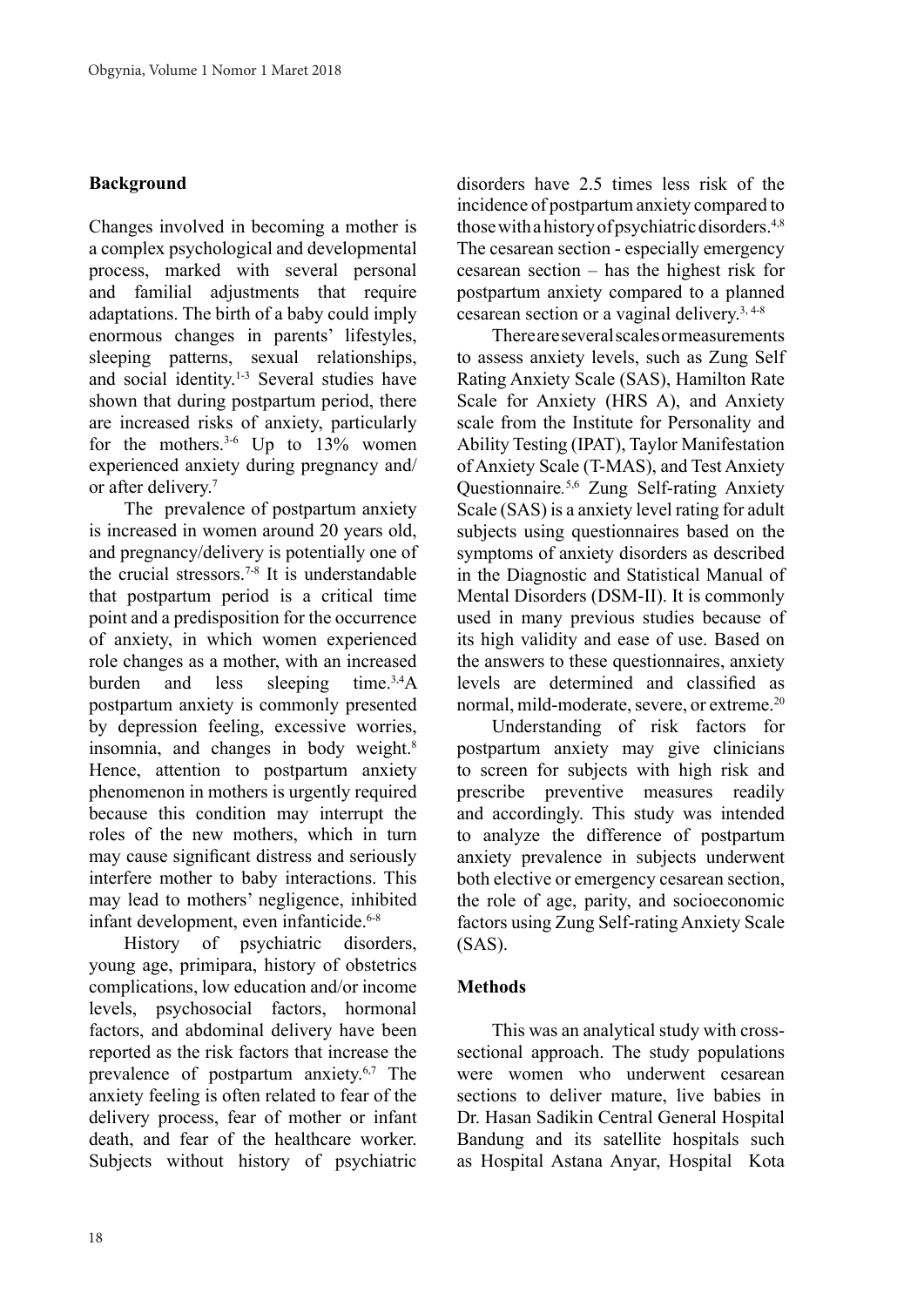## Background

Changes involved in becoming a mother is a complex psychological and developmental process, marked with several personal and familial adjustments that require adaptations. The birth of a baby could imply enormous changes in parents' lifestyles, sleeping patterns, sexual relationships, and social identity.[1-3] Several studies have shown that during postpartum period, there are increased risks of anxiety, particularly for the mothers.[3-6] Up to 13% women experienced anxiety during pregnancy and/or after delivery.[7]

The prevalence of postpartum anxiety is increased in women around 20 years old, and pregnancy/delivery is potentially one of the crucial stressors.[7-8] It is understandable that postpartum period is a critical time point and a predisposition for the occurrence of anxiety, in which women experienced role changes as a mother, with an increased burden and less sleeping time.[3,4]A postpartum anxiety is commonly presented by depression feeling, excessive worries, insomnia, and changes in body weight.[8] Hence, attention to postpartum anxiety phenomenon in mothers is urgently required because this condition may interrupt the roles of the new mothers, which in turn may cause significant distress and seriously interfere mother to baby interactions. This may lead to mothers' negligence, inhibited infant development, even infanticide.[6-8]

History of psychiatric disorders, young age, primipara, history of obstetrics complications, low education and/or income levels, psychosocial factors, hormonal factors, and abdominal delivery have been reported as the risk factors that increase the prevalence of postpartum anxiety.[6,7] The anxiety feeling is often related to fear of the delivery process, fear of mother or infant death, and fear of the healthcare worker. Subjects without history of psychiatric disorders have 2.5 times less risk of the incidence of postpartum anxiety compared to those with a history of psychiatric disorders.[4,8] The cesarean section - especially emergency cesarean section – has the highest risk for postpartum anxiety compared to a planned cesarean section or a vaginal delivery.[3, 4-8]

There are several scales or measurements to assess anxiety levels, such as Zung Self Rating Anxiety Scale (SAS), Hamilton Rate Scale for Anxiety (HRS A), and Anxiety scale from the Institute for Personality and Ability Testing (IPAT), Taylor Manifestation of Anxiety Scale (T-MAS), and Test Anxiety Questionnaire.[5,6] Zung Self-rating Anxiety Scale (SAS) is a anxiety level rating for adult subjects using questionnaires based on the symptoms of anxiety disorders as described in the Diagnostic and Statistical Manual of Mental Disorders (DSM-II). It is commonly used in many previous studies because of its high validity and ease of use. Based on the answers to these questionnaires, anxiety levels are determined and classified as normal, mild-moderate, severe, or extreme.[20]

Understanding of risk factors for postpartum anxiety may give clinicians to screen for subjects with high risk and prescribe preventive measures readily and accordingly. This study was intended to analyze the difference of postpartum anxiety prevalence in subjects underwent both elective or emergency cesarean section, the role of age, parity, and socioeconomic factors using Zung Self-rating Anxiety Scale (SAS).

## Methods

This was an analytical study with cross-sectional approach. The study populations were women who underwent cesarean sections to deliver mature, live babies in Dr. Hasan Sadikin Central General Hospital Bandung and its satellite hospitals such as Hospital Astana Anyar, Hospital Kota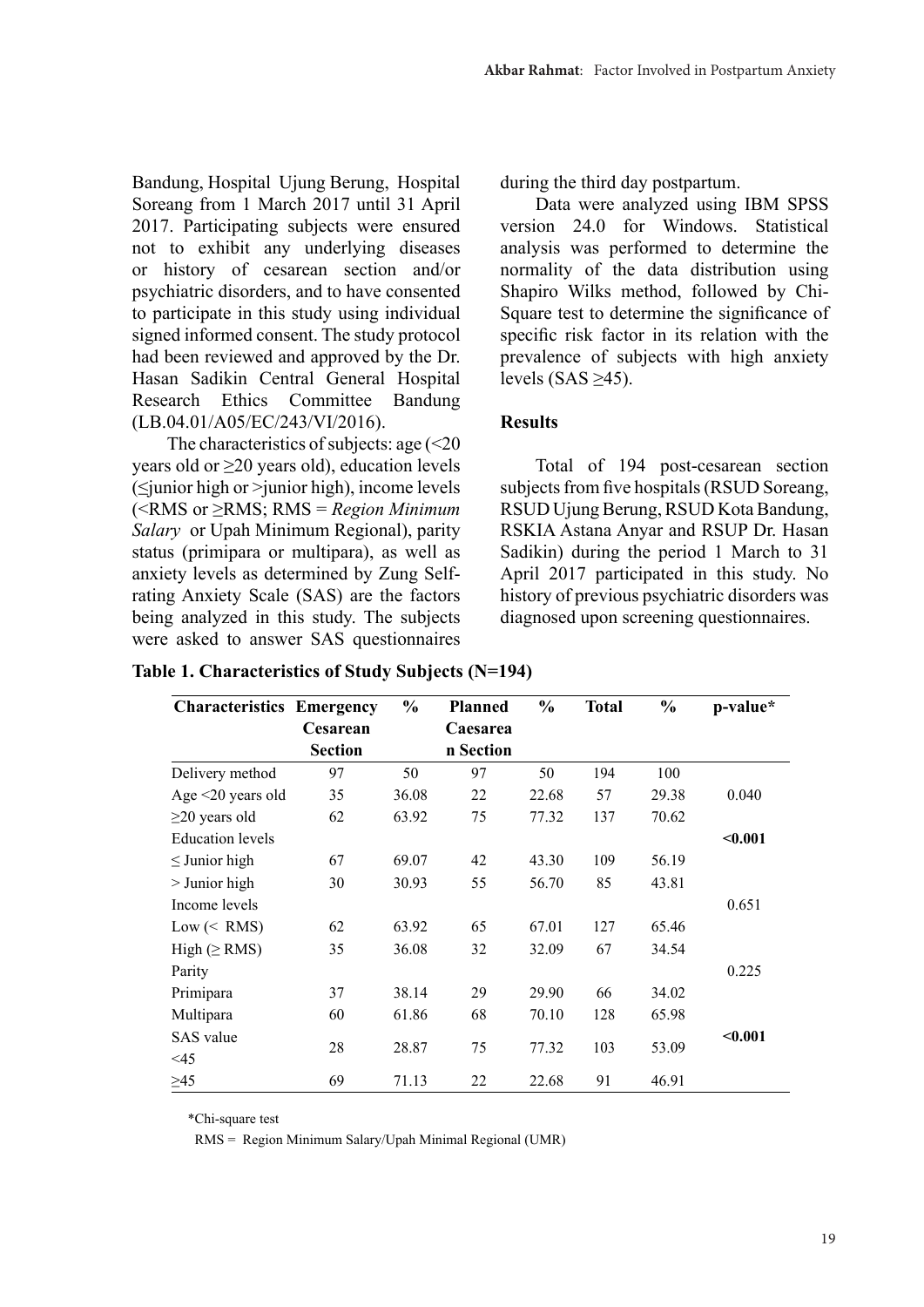Bandung, Hospital Ujung Berung, Hospital Soreang from 1 March 2017 until 31 April 2017. Participating subjects were ensured not to exhibit any underlying diseases or history of cesarean section and/or psychiatric disorders, and to have consented to participate in this study using individual signed informed consent. The study protocol had been reviewed and approved by the Dr. Hasan Sadikin Central General Hospital Research Ethics Committee Bandung (LB.04.01/A05/EC/243/VI/2016).

The characteristics of subjects: age (<20 years old or ≥20 years old), education levels (≤junior high or >junior high), income levels (<RMS or ≥RMS; RMS = *Region Minimum Salary* or Upah Minimum Regional), parity status (primipara or multipara), as well as anxiety levels as determined by Zung Self-rating Anxiety Scale (SAS) are the factors being analyzed in this study. The subjects were asked to answer SAS questionnaires during the third day postpartum.

Data were analyzed using IBM SPSS version 24.0 for Windows. Statistical analysis was performed to determine the normality of the data distribution using Shapiro Wilks method, followed by Chi-Square test to determine the significance of specific risk factor in its relation with the prevalence of subjects with high anxiety levels (SAS ≥45).

## Results

Total of 194 post-cesarean section subjects from five hospitals (RSUD Soreang, RSUD Ujung Berung, RSUD Kota Bandung, RSKIA Astana Anyar and RSUP Dr. Hasan Sadikin) during the period 1 March to 31 April 2017 participated in this study. No history of previous psychiatric disorders was diagnosed upon screening questionnaires.

**Table 1. Characteristics of Study Subjects (N=194)**

| Characteristics | Emergency Cesarean Section | % | Planned Caesarean Section | % | Total | % | p-value* |
|---|---|---|---|---|---|---|---|
| Delivery method | 97 | 50 | 97 | 50 | 194 | 100 | |
| Age <20 years old | 35 | 36.08 | 22 | 22.68 | 57 | 29.38 | 0.040 |
| ≥20 years old | 62 | 63.92 | 75 | 77.32 | 137 | 70.62 | |
| Education levels | | | | | | | **<0.001** |
| ≤ Junior high | 67 | 69.07 | 42 | 43.30 | 109 | 56.19 | |
| > Junior high | 30 | 30.93 | 55 | 56.70 | 85 | 43.81 | |
| Income levels | | | | | | | 0.651 |
| Low (< RMS) | 62 | 63.92 | 65 | 67.01 | 127 | 65.46 | |
| High (≥ RMS) | 35 | 36.08 | 32 | 32.09 | 67 | 34.54 | |
| Parity | | | | | | | 0.225 |
| Primipara | 37 | 38.14 | 29 | 29.90 | 66 | 34.02 | |
| Multipara | 60 | 61.86 | 68 | 70.10 | 128 | 65.98 | |
| SAS value | | | | | | | **<0.001** |
| <45 | 28 | 28.87 | 75 | 77.32 | 103 | 53.09 | |
| ≥45 | 69 | 71.13 | 22 | 22.68 | 91 | 46.91 | |

*Chi-square test

RMS = Region Minimum Salary/Upah Minimal Regional (UMR)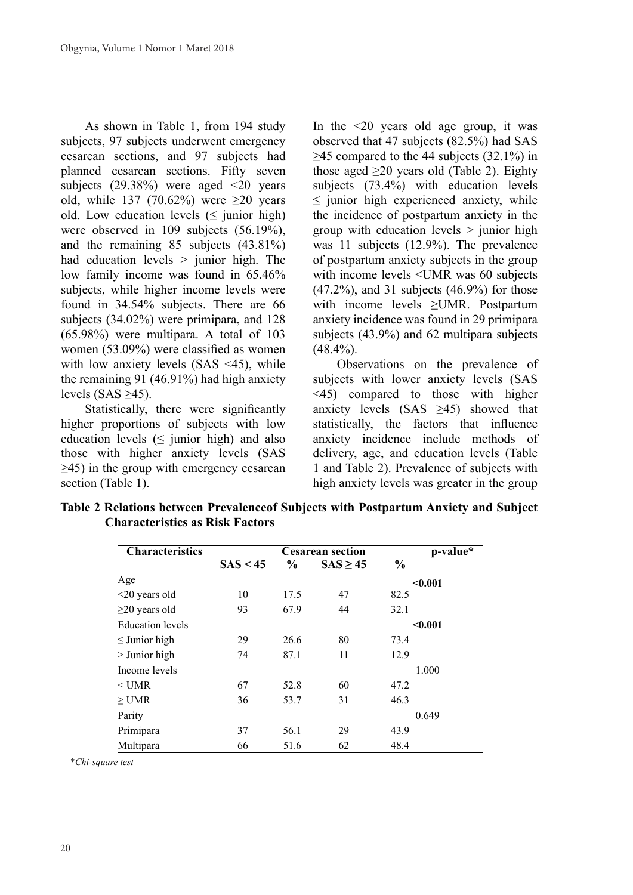As shown in Table 1, from 194 study subjects, 97 subjects underwent emergency cesarean sections, and 97 subjects had planned cesarean sections. Fifty seven subjects (29.38%) were aged <20 years old, while 137 (70.62%) were ≥20 years old. Low education levels (≤ junior high) were observed in 109 subjects (56.19%), and the remaining 85 subjects (43.81%) had education levels > junior high. The low family income was found in 65.46% subjects, while higher income levels were found in 34.54% subjects. There are 66 subjects (34.02%) were primipara, and 128 (65.98%) were multipara. A total of 103 women (53.09%) were classified as women with low anxiety levels (SAS <45), while the remaining 91 (46.91%) had high anxiety levels (SAS ≥45).

Statistically, there were significantly higher proportions of subjects with low education levels (≤ junior high) and also those with higher anxiety levels (SAS ≥45) in the group with emergency cesarean section (Table 1).

In the <20 years old age group, it was observed that 47 subjects (82.5%) had SAS ≥45 compared to the 44 subjects (32.1%) in those aged ≥20 years old (Table 2). Eighty subjects (73.4%) with education levels ≤ junior high experienced anxiety, while the incidence of postpartum anxiety in the group with education levels > junior high was 11 subjects (12.9%). The prevalence of postpartum anxiety subjects in the group with income levels <UMR was 60 subjects (47.2%), and 31 subjects (46.9%) for those with income levels ≥UMR. Postpartum anxiety incidence was found in 29 primipara subjects (43.9%) and 62 multipara subjects (48.4%).

Observations on the prevalence of subjects with lower anxiety levels (SAS <45) compared to those with higher anxiety levels (SAS ≥45) showed that statistically, the factors that influence anxiety incidence include methods of delivery, age, and education levels (Table 1 and Table 2). Prevalence of subjects with high anxiety levels was greater in the group

**Table 2 Relations between Prevalenceof Subjects with Postpartum Anxiety and Subject Characteristics as Risk Factors**

| Characteristics | Cesarean section | | | | p-value* |
|---|---|---|---|---|---|
| | SAS < 45 | % | SAS ≥ 45 | % | |
| Age | | | | | **<0.001** |
| <20 years old | 10 | 17.5 | 47 | 82.5 | |
| ≥20 years old | 93 | 67.9 | 44 | 32.1 | |
| Education levels | | | | | **<0.001** |
| ≤ Junior high | 29 | 26.6 | 80 | 73.4 | |
| > Junior high | 74 | 87.1 | 11 | 12.9 | |
| Income levels | | | | | 1.000 |
| < UMR | 67 | 52.8 | 60 | 47.2 | |
| ≥ UMR | 36 | 53.7 | 31 | 46.3 | |
| Parity | | | | | 0.649 |
| Primipara | 37 | 56.1 | 29 | 43.9 | |
| Multipara | 66 | 51.6 | 62 | 48.4 | |

*\*Chi-square test*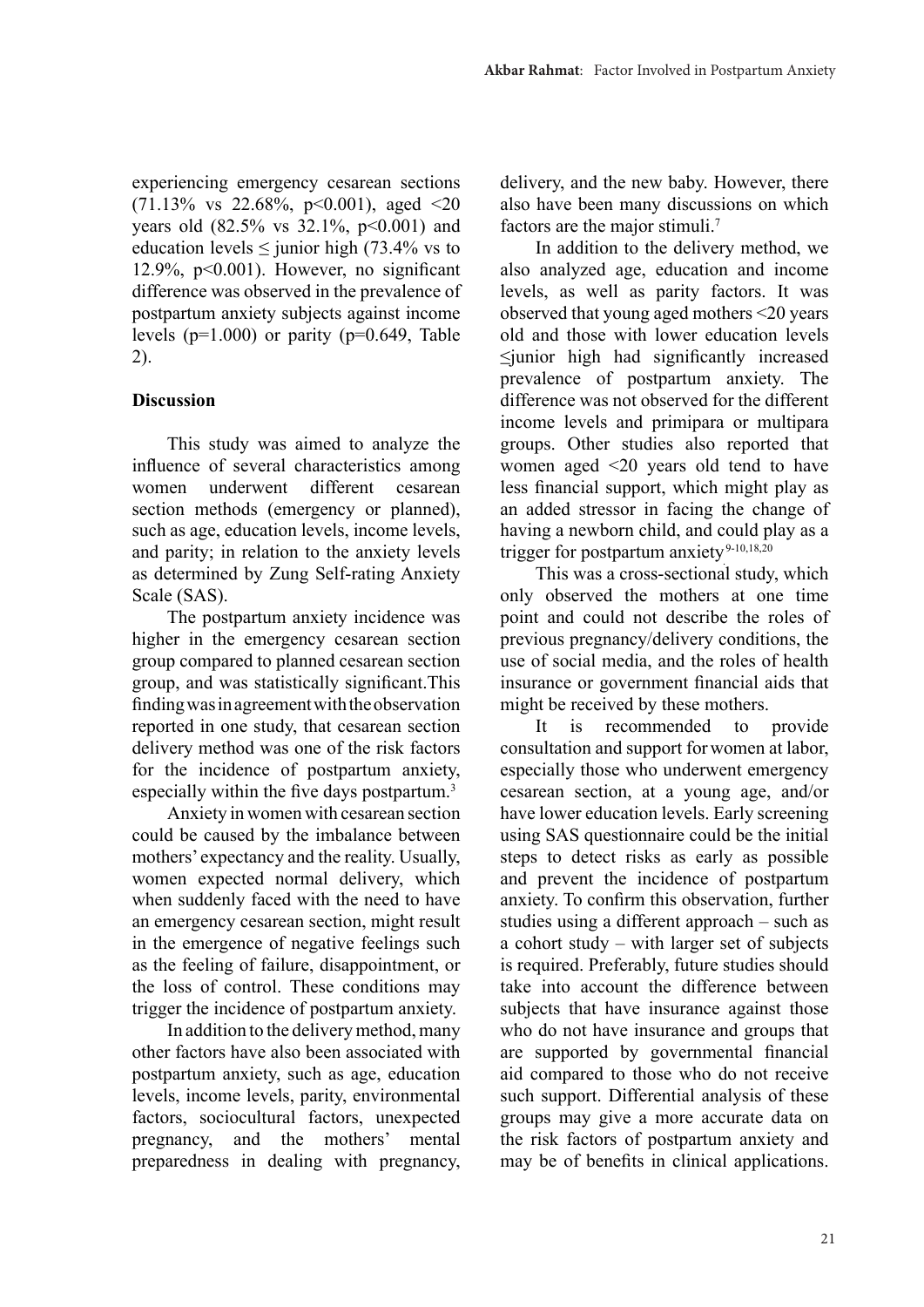experiencing emergency cesarean sections (71.13% vs 22.68%, $p<0.001$), aged <20 years old (82.5% vs 32.1%, $p<0.001$) and education levels ≤ junior high (73.4% vs to 12.9%, $p<0.001$). However, no significant difference was observed in the prevalence of postpartum anxiety subjects against income levels ($p=1.000$) or parity ($p=0.649$, Table 2).

## Discussion

This study was aimed to analyze the influence of several characteristics among women underwent different cesarean section methods (emergency or planned), such as age, education levels, income levels, and parity; in relation to the anxiety levels as determined by Zung Self-rating Anxiety Scale (SAS).

The postpartum anxiety incidence was higher in the emergency cesarean section group compared to planned cesarean section group, and was statistically significant.This finding was in agreement with the observation reported in one study, that cesarean section delivery method was one of the risk factors for the incidence of postpartum anxiety, especially within the five days postpartum.[3]

Anxiety in women with cesarean section could be caused by the imbalance between mothers' expectancy and the reality. Usually, women expected normal delivery, which when suddenly faced with the need to have an emergency cesarean section, might result in the emergence of negative feelings such as the feeling of failure, disappointment, or the loss of control. These conditions may trigger the incidence of postpartum anxiety.

In addition to the delivery method, many other factors have also been associated with postpartum anxiety, such as age, education levels, income levels, parity, environmental factors, sociocultural factors, unexpected pregnancy, and the mothers' mental preparedness in dealing with pregnancy, delivery, and the new baby. However, there also have been many discussions on which factors are the major stimuli.[7]

In addition to the delivery method, we also analyzed age, education and income levels, as well as parity factors. It was observed that young aged mothers <20 years old and those with lower education levels ≤junior high had significantly increased prevalence of postpartum anxiety. The difference was not observed for the different income levels and primipara or multipara groups. Other studies also reported that women aged <20 years old tend to have less financial support, which might play as an added stressor in facing the change of having a newborn child, and could play as a trigger for postpartum anxiety[9-10,18,20]

This was a cross-sectional study, which only observed the mothers at one time point and could not describe the roles of previous pregnancy/delivery conditions, the use of social media, and the roles of health insurance or government financial aids that might be received by these mothers.

It is recommended to provide consultation and support for women at labor, especially those who underwent emergency cesarean section, at a young age, and/or have lower education levels. Early screening using SAS questionnaire could be the initial steps to detect risks as early as possible and prevent the incidence of postpartum anxiety. To confirm this observation, further studies using a different approach – such as a cohort study – with larger set of subjects is required. Preferably, future studies should take into account the difference between subjects that have insurance against those who do not have insurance and groups that are supported by governmental financial aid compared to those who do not receive such support. Differential analysis of these groups may give a more accurate data on the risk factors of postpartum anxiety and may be of benefits in clinical applications.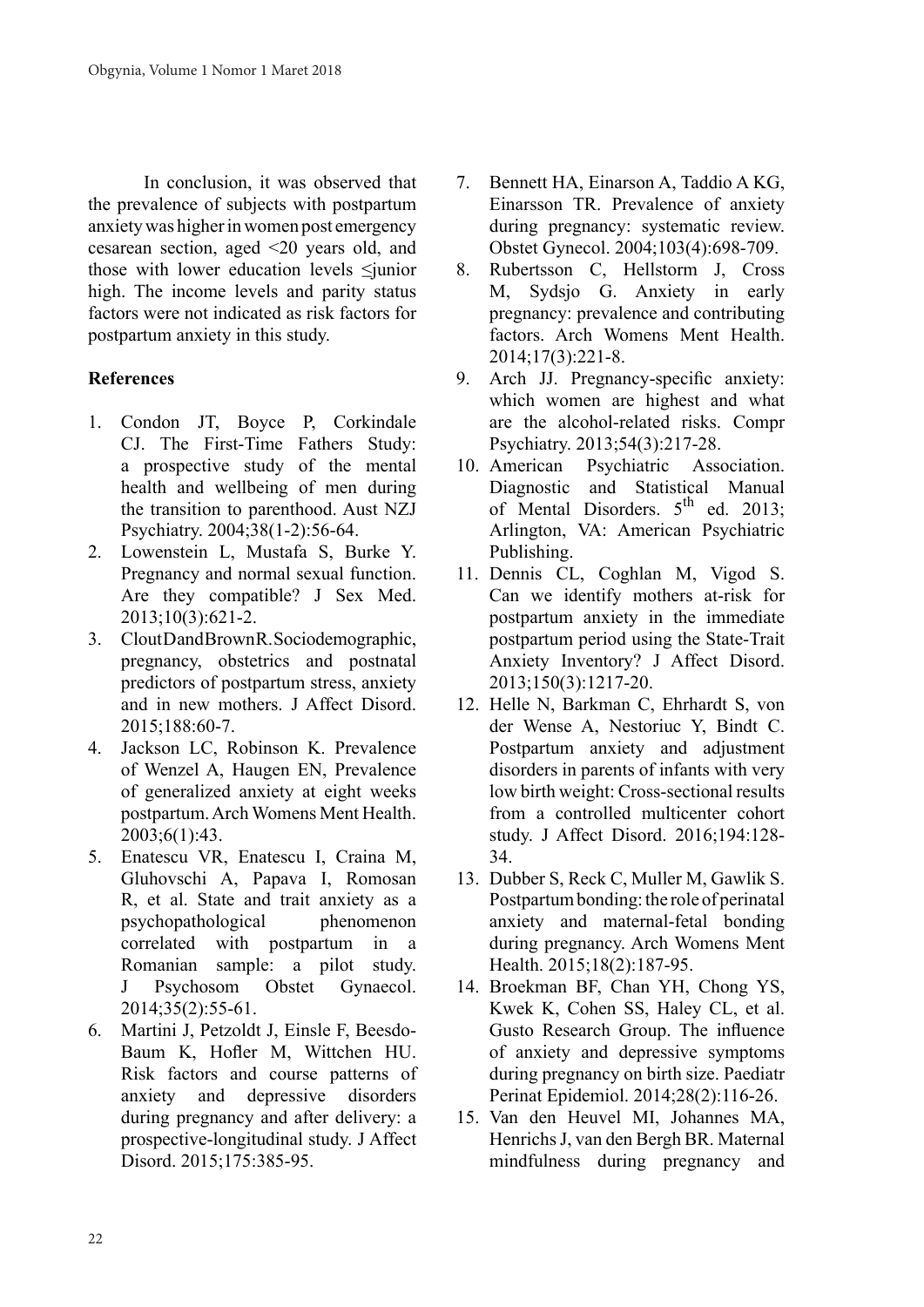In conclusion, it was observed that the prevalence of subjects with postpartum anxiety was higher in women post emergency cesarean section, aged <20 years old, and those with lower education levels ≤junior high. The income levels and parity status factors were not indicated as risk factors for postpartum anxiety in this study.

## References

1. Condon JT, Boyce P, Corkindale CJ. The First-Time Fathers Study: a prospective study of the mental health and wellbeing of men during the transition to parenthood. Aust NZJ Psychiatry. 2004;38(1-2):56-64.
2. Lowenstein L, Mustafa S, Burke Y. Pregnancy and normal sexual function. Are they compatible? J Sex Med. 2013;10(3):621-2.
3. CloutDandBrownR.Sociodemographic, pregnancy, obstetrics and postnatal predictors of postpartum stress, anxiety and in new mothers. J Affect Disord. 2015;188:60-7.
4. Jackson LC, Robinson K. Prevalence of Wenzel A, Haugen EN, Prevalence of generalized anxiety at eight weeks postpartum. Arch Womens Ment Health. 2003;6(1):43.
5. Enatescu VR, Enatescu I, Craina M, Gluhovschi A, Papava I, Romosan R, et al. State and trait anxiety as a psychopathological phenomenon correlated with postpartum in a Romanian sample: a pilot study. J Psychosom Obstet Gynaecol. 2014;35(2):55-61.
6. Martini J, Petzoldt J, Einsle F, Beesdo-Baum K, Hofler M, Wittchen HU. Risk factors and course patterns of anxiety and depressive disorders during pregnancy and after delivery: a prospective-longitudinal study. J Affect Disord. 2015;175:385-95.
7. Bennett HA, Einarson A, Taddio A KG, Einarsson TR. Prevalence of anxiety during pregnancy: systematic review. Obstet Gynecol. 2004;103(4):698-709.
8. Rubertsson C, Hellstorm J, Cross M, Sydsjo G. Anxiety in early pregnancy: prevalence and contributing factors. Arch Womens Ment Health. 2014;17(3):221-8.
9. Arch JJ. Pregnancy-specific anxiety: which women are highest and what are the alcohol-related risks. Compr Psychiatry. 2013;54(3):217-28.
10. American Psychiatric Association. Diagnostic and Statistical Manual of Mental Disorders. 5th ed. 2013; Arlington, VA: American Psychiatric Publishing.
11. Dennis CL, Coghlan M, Vigod S. Can we identify mothers at-risk for postpartum anxiety in the immediate postpartum period using the State-Trait Anxiety Inventory? J Affect Disord. 2013;150(3):1217-20.
12. Helle N, Barkman C, Ehrhardt S, von der Wense A, Nestoriuc Y, Bindt C. Postpartum anxiety and adjustment disorders in parents of infants with very low birth weight: Cross-sectional results from a controlled multicenter cohort study. J Affect Disord. 2016;194:128-34.
13. Dubber S, Reck C, Muller M, Gawlik S. Postpartum bonding: the role of perinatal anxiety and maternal-fetal bonding during pregnancy. Arch Womens Ment Health. 2015;18(2):187-95.
14. Broekman BF, Chan YH, Chong YS, Kwek K, Cohen SS, Haley CL, et al. Gusto Research Group. The influence of anxiety and depressive symptoms during pregnancy on birth size. Paediatr Perinat Epidemiol. 2014;28(2):116-26.
15. Van den Heuvel MI, Johannes MA, Henrichs J, van den Bergh BR. Maternal mindfulness during pregnancy and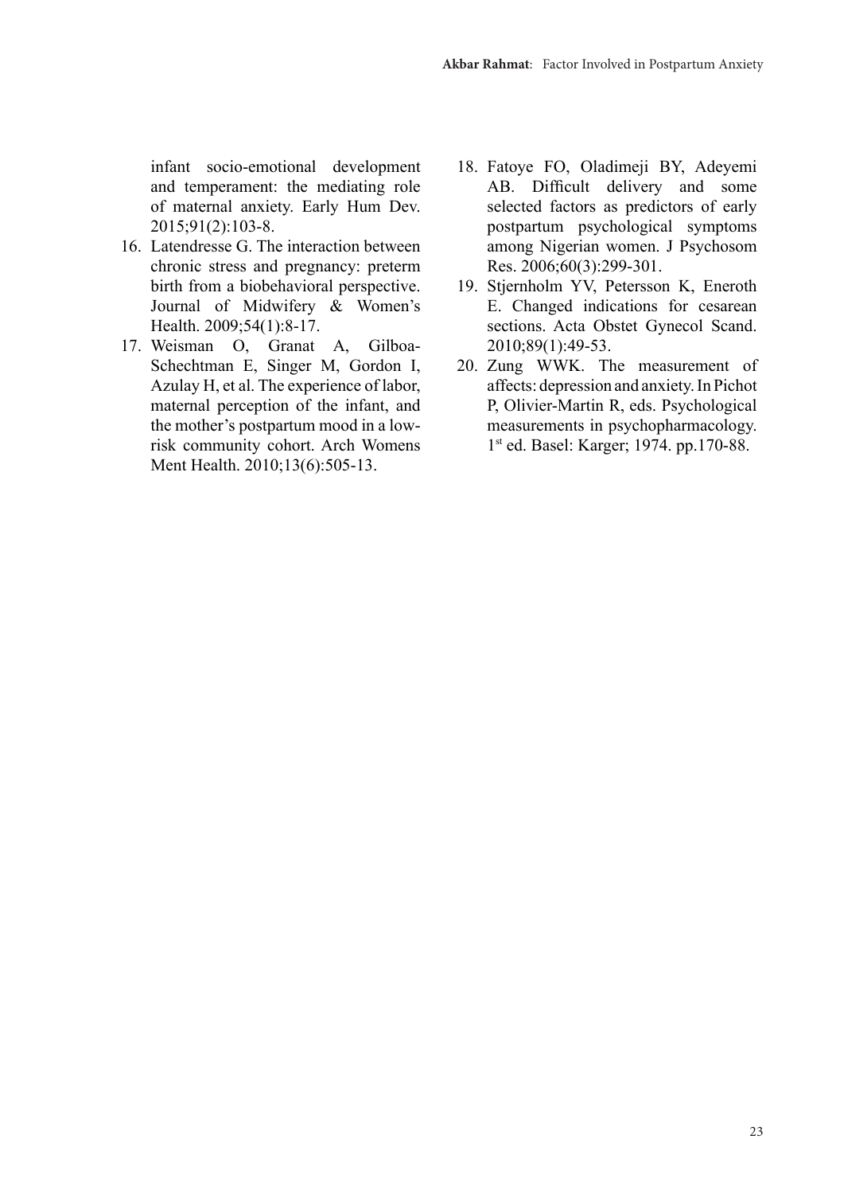infant socio-emotional development and temperament: the mediating role of maternal anxiety. Early Hum Dev. 2015;91(2):103-8.

16. Latendresse G. The interaction between chronic stress and pregnancy: preterm birth from a biobehavioral perspective. Journal of Midwifery & Women's Health. 2009;54(1):8-17.
17. Weisman O, Granat A, Gilboa-Schechtman E, Singer M, Gordon I, Azulay H, et al. The experience of labor, maternal perception of the infant, and the mother's postpartum mood in a low-risk community cohort. Arch Womens Ment Health. 2010;13(6):505-13.
18. Fatoye FO, Oladimeji BY, Adeyemi AB. Difficult delivery and some selected factors as predictors of early postpartum psychological symptoms among Nigerian women. J Psychosom Res. 2006;60(3):299-301.
19. Stjernholm YV, Petersson K, Eneroth E. Changed indications for cesarean sections. Acta Obstet Gynecol Scand. 2010;89(1):49-53.
20. Zung WWK. The measurement of affects: depression and anxiety. In Pichot P, Olivier-Martin R, eds. Psychological measurements in psychopharmacology. 1st ed. Basel: Karger; 1974. pp.170-88.